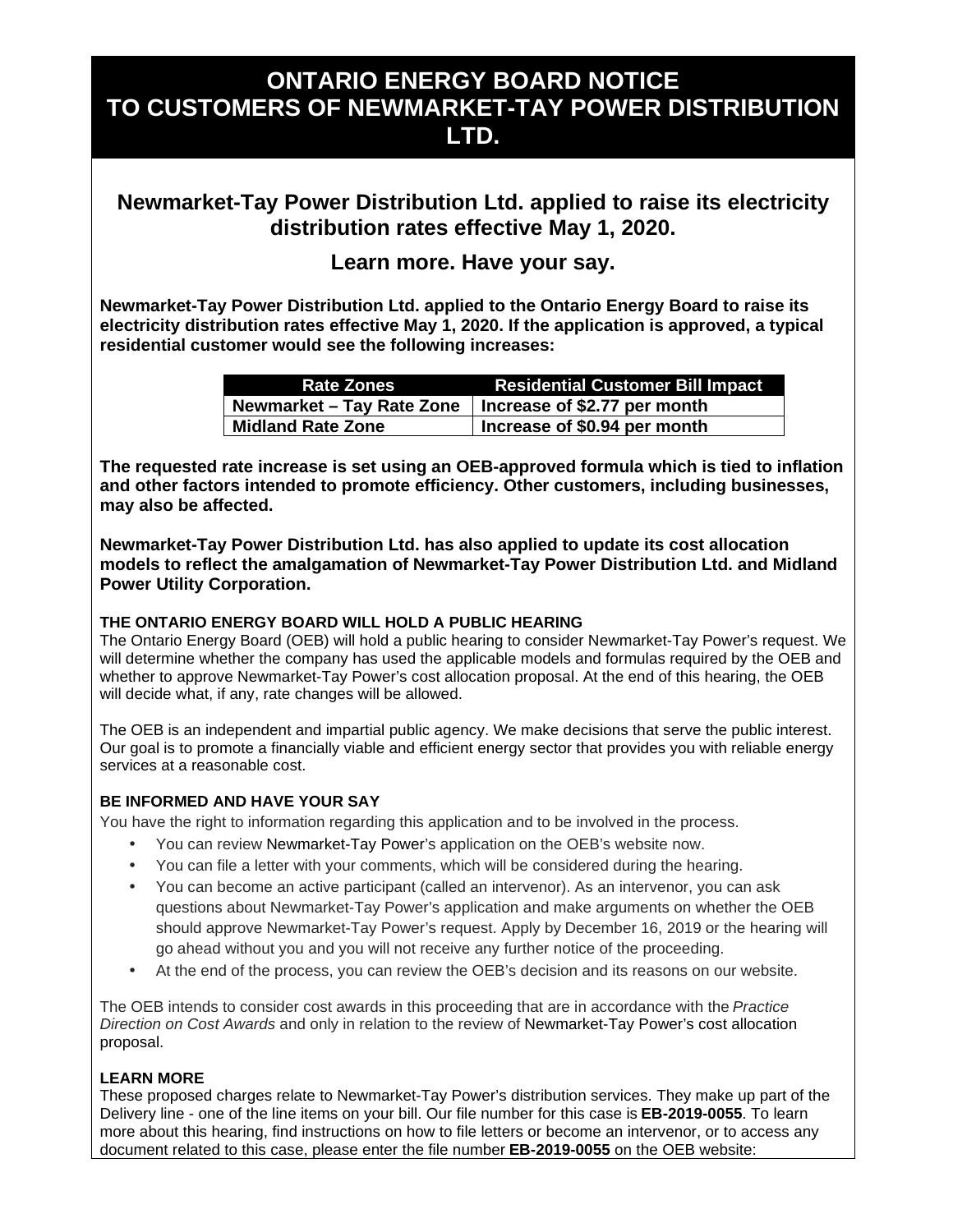# ONTARIO ENERGY BOARD NOTICE TO CUSTOMERS OF NEWMARKET-TAY POWER DISTRIBUTION LTD.

## Newmarket-Tay Power Distribution Ltd. applied to raise its electricity distribution rates effective May 1, 2020.

## Learn more. Have your say.

**Newmarket-Tay Power Distribution Ltd. applied to the Ontario Energy Board to raise its electricity distribution rates effective May 1, 2020. If the application is approved, a typical residential customer would see the following increases:**

| Rate Zones | Residential Customer Bill Impact |
|---|---|
| **Newmarket – Tay Rate Zone** | **Increase of $2.77 per month** |
| **Midland Rate Zone** | **Increase of $0.94 per month** |

**The requested rate increase is set using an OEB-approved formula which is tied to inflation and other factors intended to promote efficiency. Other customers, including businesses, may also be affected.**

**Newmarket-Tay Power Distribution Ltd. has also applied to update its cost allocation models to reflect the amalgamation of Newmarket-Tay Power Distribution Ltd. and Midland Power Utility Corporation.**

### THE ONTARIO ENERGY BOARD WILL HOLD A PUBLIC HEARING

The Ontario Energy Board (OEB) will hold a public hearing to consider Newmarket-Tay Power's request. We will determine whether the company has used the applicable models and formulas required by the OEB and whether to approve Newmarket-Tay Power's cost allocation proposal. At the end of this hearing, the OEB will decide what, if any, rate changes will be allowed.

The OEB is an independent and impartial public agency. We make decisions that serve the public interest. Our goal is to promote a financially viable and efficient energy sector that provides you with reliable energy services at a reasonable cost.

### BE INFORMED AND HAVE YOUR SAY

You have the right to information regarding this application and to be involved in the process.

- You can review Newmarket-Tay Power's application on the OEB's website now.
- You can file a letter with your comments, which will be considered during the hearing.
- You can become an active participant (called an intervenor). As an intervenor, you can ask questions about Newmarket-Tay Power's application and make arguments on whether the OEB should approve Newmarket-Tay Power's request. Apply by December 16, 2019 or the hearing will go ahead without you and you will not receive any further notice of the proceeding.
- At the end of the process, you can review the OEB's decision and its reasons on our website.

The OEB intends to consider cost awards in this proceeding that are in accordance with the *Practice Direction on Cost Awards* and only in relation to the review of Newmarket-Tay Power's cost allocation proposal.

### LEARN MORE

These proposed charges relate to Newmarket-Tay Power's distribution services. They make up part of the Delivery line - one of the line items on your bill. Our file number for this case is **EB-2019-0055**. To learn more about this hearing, find instructions on how to file letters or become an intervenor, or to access any document related to this case, please enter the file number **EB-2019-0055** on the OEB website: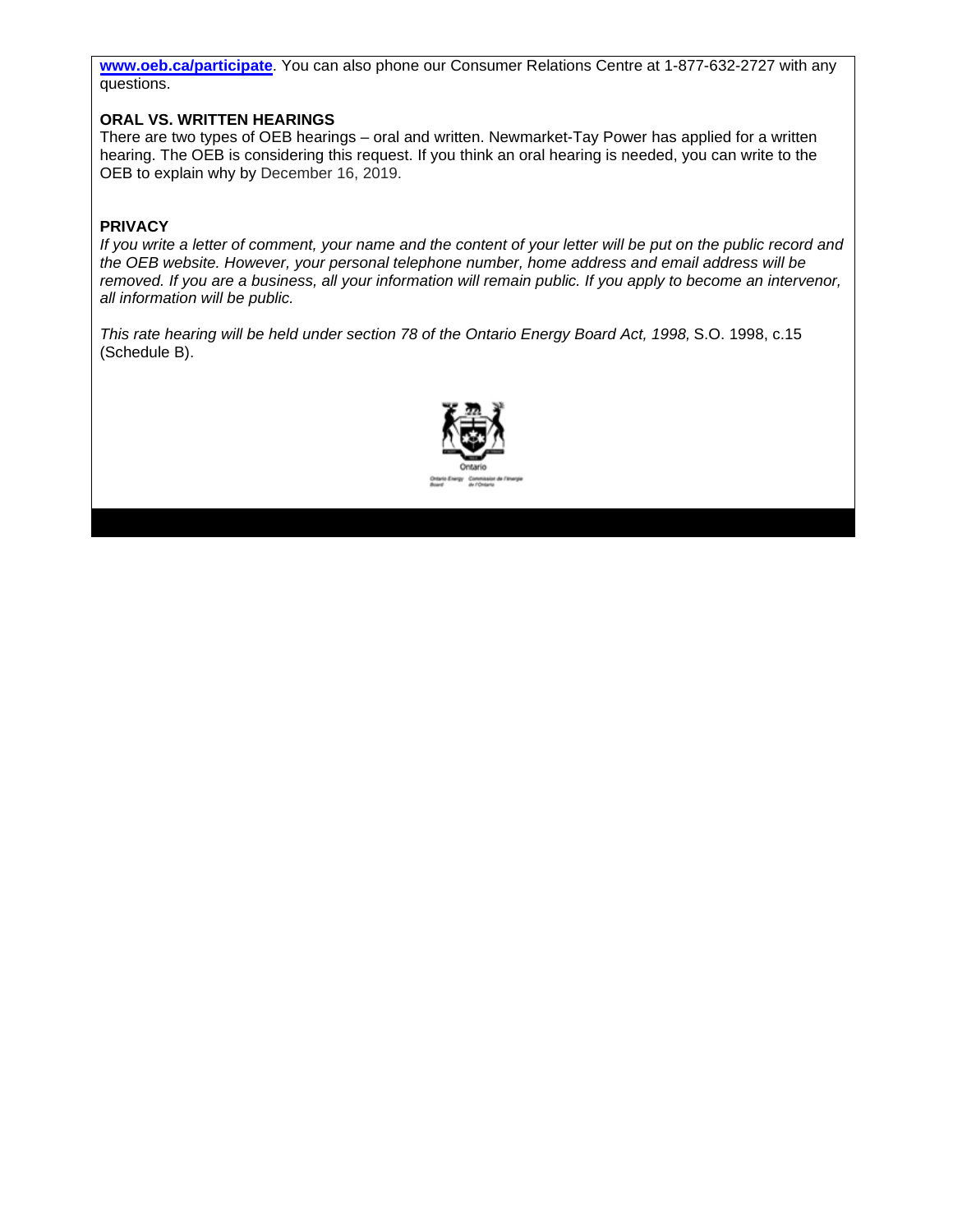**www.oeb.ca/participate**. You can also phone our Consumer Relations Centre at 1-877-632-2727 with any questions.

**ORAL VS. WRITTEN HEARINGS**

There are two types of OEB hearings – oral and written. Newmarket-Tay Power has applied for a written hearing. The OEB is considering this request. If you think an oral hearing is needed, you can write to the OEB to explain why by December 16, 2019.

**PRIVACY**

*If you write a letter of comment, your name and the content of your letter will be put on the public record and the OEB website. However, your personal telephone number, home address and email address will be removed. If you are a business, all your information will remain public. If you apply to become an intervenor, all information will be public.*

*This rate hearing will be held under section 78 of the Ontario Energy Board Act, 1998,* S.O. 1998, c.15 (Schedule B).

Ontario

Ontario Energy Board    Commission de l'énergie de l'Ontario